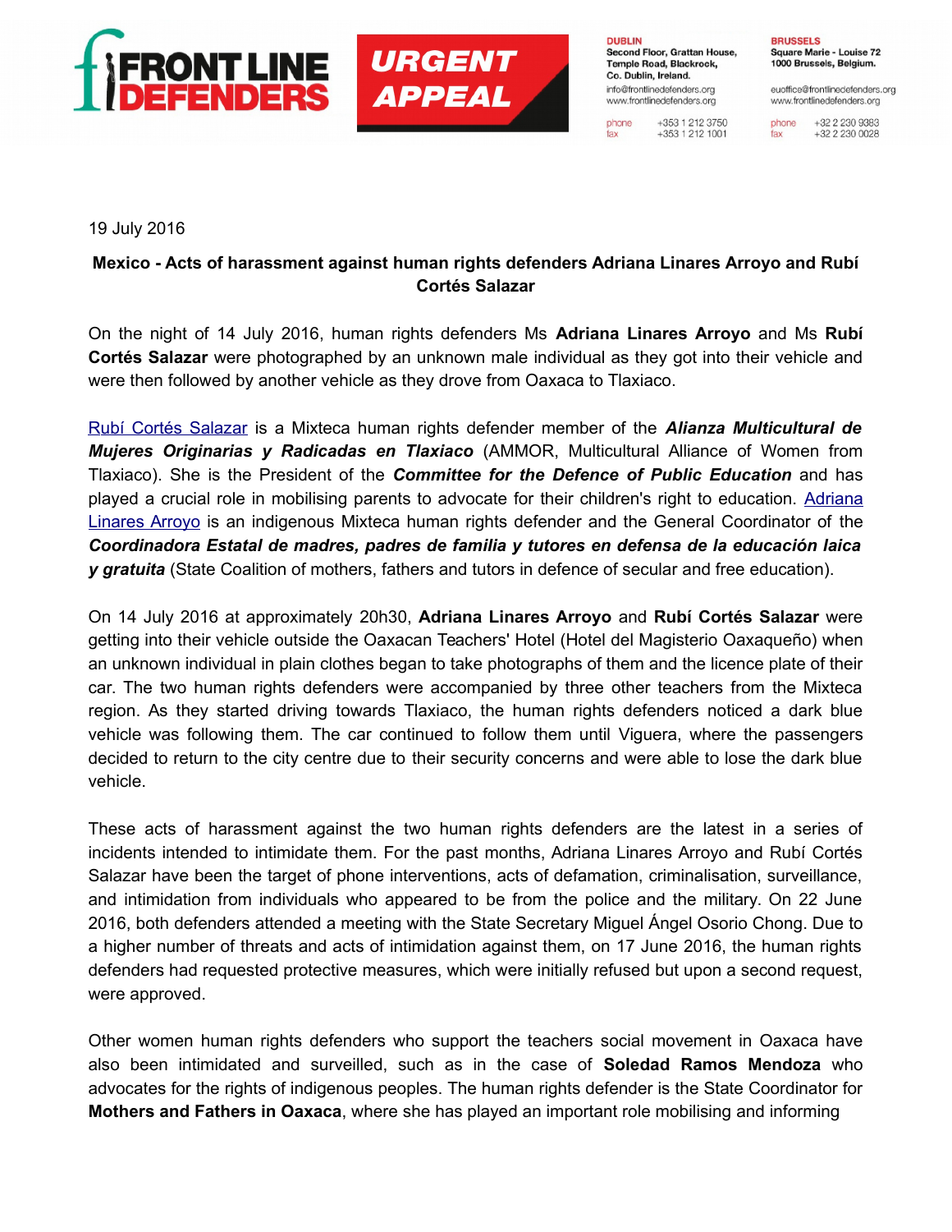19 July 2016

**Mexico - Acts of harassment against human rights defenders Adriana Linares Arroyo and Rubí Cortés Salazar**

On the night of 14 July 2016, human rights defenders Ms **Adriana Linares Arroyo** and Ms **Rubí Cortés Salazar** were photographed by an unknown male individual as they got into their vehicle and were then followed by another vehicle as they drove from Oaxaca to Tlaxiaco.

Rubí Cortés Salazar is a Mixteca human rights defender member of the ***Alianza Multicultural de Mujeres Originarias y Radicadas en Tlaxiaco*** (AMMOR, Multicultural Alliance of Women from Tlaxiaco). She is the President of the ***Committee for the Defence of Public Education*** and has played a crucial role in mobilising parents to advocate for their children's right to education. Adriana Linares Arroyo is an indigenous Mixteca human rights defender and the General Coordinator of the ***Coordinadora Estatal de madres, padres de familia y tutores en defensa de la educación laica y gratuita*** (State Coalition of mothers, fathers and tutors in defence of secular and free education).

On 14 July 2016 at approximately 20h30, **Adriana Linares Arroyo** and **Rubí Cortés Salazar** were getting into their vehicle outside the Oaxacan Teachers' Hotel (Hotel del Magisterio Oaxaqueño) when an unknown individual in plain clothes began to take photographs of them and the licence plate of their car. The two human rights defenders were accompanied by three other teachers from the Mixteca region. As they started driving towards Tlaxiaco, the human rights defenders noticed a dark blue vehicle was following them. The car continued to follow them until Viguera, where the passengers decided to return to the city centre due to their security concerns and were able to lose the dark blue vehicle.

These acts of harassment against the two human rights defenders are the latest in a series of incidents intended to intimidate them. For the past months, Adriana Linares Arroyo and Rubí Cortés Salazar have been the target of phone interventions, acts of defamation, criminalisation, surveillance, and intimidation from individuals who appeared to be from the police and the military. On 22 June 2016, both defenders attended a meeting with the State Secretary Miguel Ángel Osorio Chong. Due to a higher number of threats and acts of intimidation against them, on 17 June 2016, the human rights defenders had requested protective measures, which were initially refused but upon a second request, were approved.

Other women human rights defenders who support the teachers social movement in Oaxaca have also been intimidated and surveilled, such as in the case of **Soledad Ramos Mendoza** who advocates for the rights of indigenous peoples. The human rights defender is the State Coordinator for **Mothers and Fathers in Oaxaca**, where she has played an important role mobilising and informing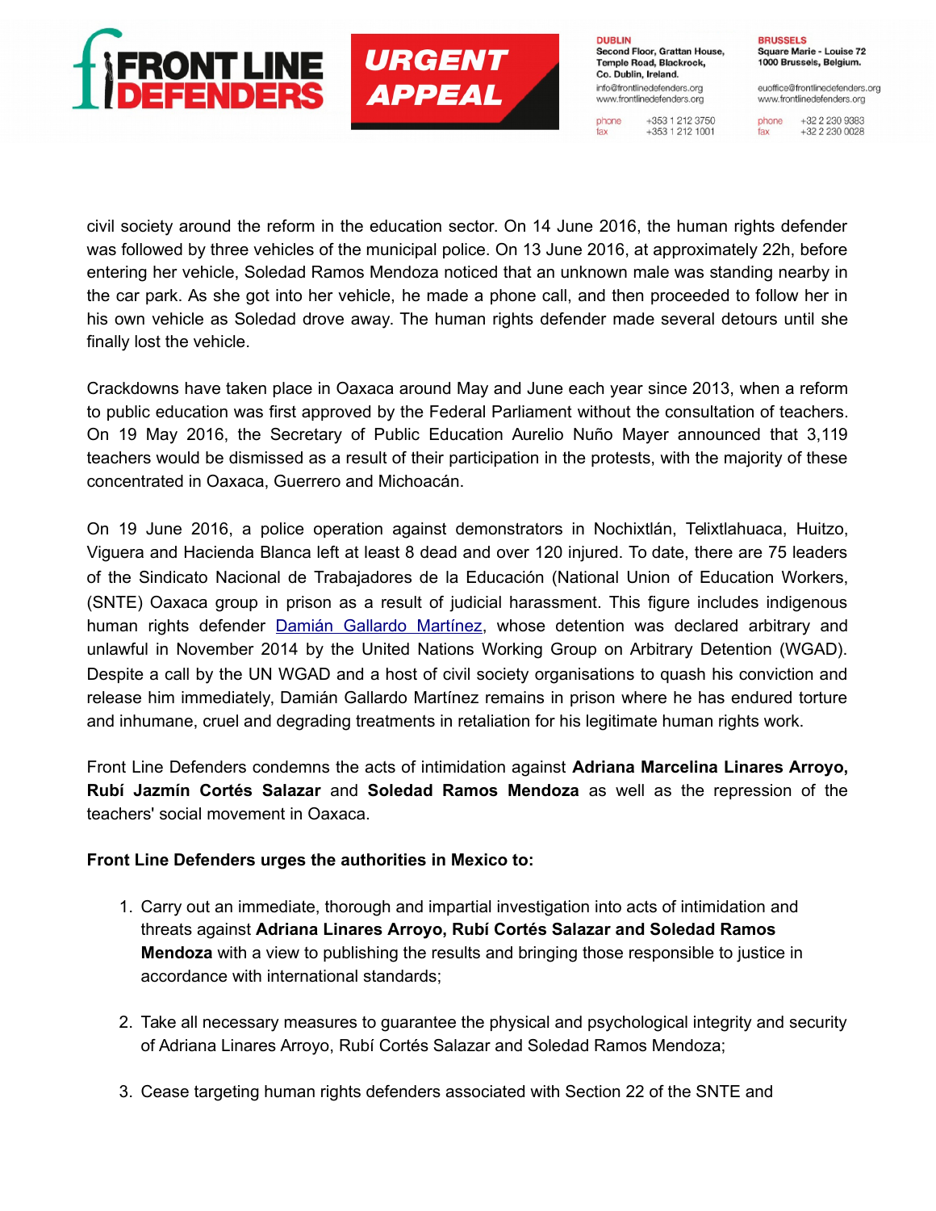civil society around the reform in the education sector. On 14 June 2016, the human rights defender was followed by three vehicles of the municipal police. On 13 June 2016, at approximately 22h, before entering her vehicle, Soledad Ramos Mendoza noticed that an unknown male was standing nearby in the car park. As she got into her vehicle, he made a phone call, and then proceeded to follow her in his own vehicle as Soledad drove away. The human rights defender made several detours until she finally lost the vehicle.

Crackdowns have taken place in Oaxaca around May and June each year since 2013, when a reform to public education was first approved by the Federal Parliament without the consultation of teachers. On 19 May 2016, the Secretary of Public Education Aurelio Nuño Mayer announced that 3,119 teachers would be dismissed as a result of their participation in the protests, with the majority of these concentrated in Oaxaca, Guerrero and Michoacán.

On 19 June 2016, a police operation against demonstrators in Nochixtlán, Telixtlahuaca, Huitzo, Viguera and Hacienda Blanca left at least 8 dead and over 120 injured. To date, there are 75 leaders of the Sindicato Nacional de Trabajadores de la Educación (National Union of Education Workers, (SNTE) Oaxaca group in prison as a result of judicial harassment. This figure includes indigenous human rights defender Damián Gallardo Martínez, whose detention was declared arbitrary and unlawful in November 2014 by the United Nations Working Group on Arbitrary Detention (WGAD). Despite a call by the UN WGAD and a host of civil society organisations to quash his conviction and release him immediately, Damián Gallardo Martínez remains in prison where he has endured torture and inhumane, cruel and degrading treatments in retaliation for his legitimate human rights work.

Front Line Defenders condemns the acts of intimidation against **Adriana Marcelina Linares Arroyo, Rubí Jazmín Cortés Salazar** and **Soledad Ramos Mendoza** as well as the repression of the teachers' social movement in Oaxaca.

**Front Line Defenders urges the authorities in Mexico to:**

1. Carry out an immediate, thorough and impartial investigation into acts of intimidation and threats against **Adriana Linares Arroyo, Rubí Cortés Salazar and Soledad Ramos Mendoza** with a view to publishing the results and bringing those responsible to justice in accordance with international standards;

2. Take all necessary measures to guarantee the physical and psychological integrity and security of Adriana Linares Arroyo, Rubí Cortés Salazar and Soledad Ramos Mendoza;

3. Cease targeting human rights defenders associated with Section 22 of the SNTE and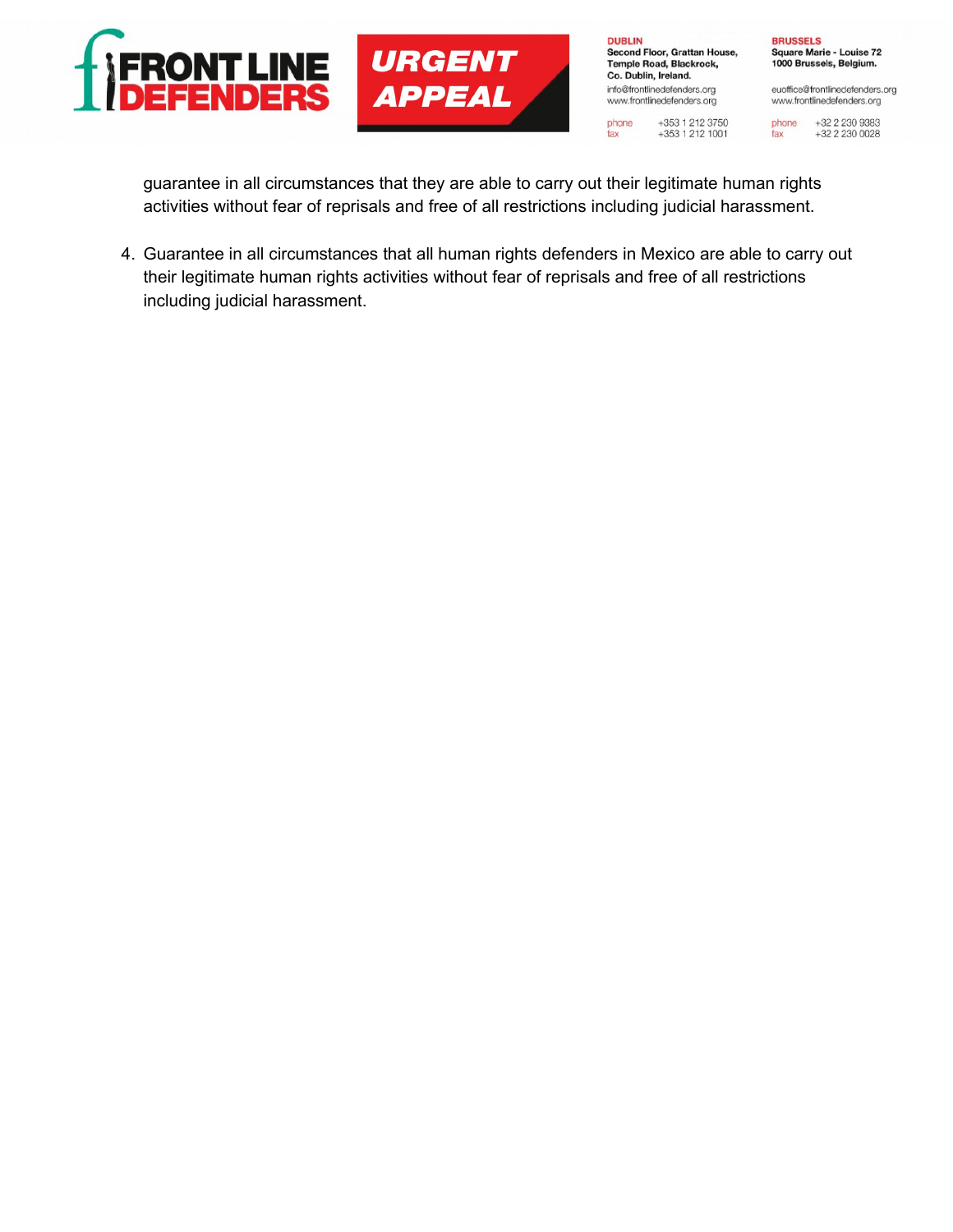guarantee in all circumstances that they are able to carry out their legitimate human rights activities without fear of reprisals and free of all restrictions including judicial harassment.

4. Guarantee in all circumstances that all human rights defenders in Mexico are able to carry out their legitimate human rights activities without fear of reprisals and free of all restrictions including judicial harassment.